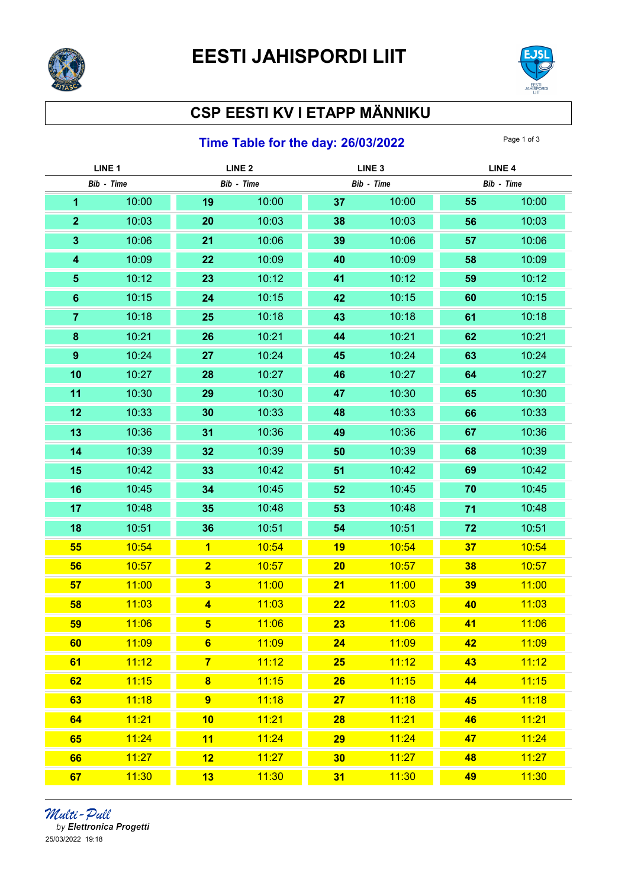# EESTI JAHISPORDI LIIT

## CSP EESTI KV I ETAPP MÄNNIKU

### Time Table for the day: 26/03/2022

| LINE 1 | | LINE 2 | | LINE 3 | | LINE 4 | |
|---|---|---|---|---|---|---|---|
| *Bib* | *Time* | *Bib* | *Time* | *Bib* | *Time* | *Bib* | *Time* |
| **1** | 10:00 | **19** | 10:00 | **37** | 10:00 | **55** | 10:00 |
| **2** | 10:03 | **20** | 10:03 | **38** | 10:03 | **56** | 10:03 |
| **3** | 10:06 | **21** | 10:06 | **39** | 10:06 | **57** | 10:06 |
| **4** | 10:09 | **22** | 10:09 | **40** | 10:09 | **58** | 10:09 |
| **5** | 10:12 | **23** | 10:12 | **41** | 10:12 | **59** | 10:12 |
| **6** | 10:15 | **24** | 10:15 | **42** | 10:15 | **60** | 10:15 |
| **7** | 10:18 | **25** | 10:18 | **43** | 10:18 | **61** | 10:18 |
| **8** | 10:21 | **26** | 10:21 | **44** | 10:21 | **62** | 10:21 |
| **9** | 10:24 | **27** | 10:24 | **45** | 10:24 | **63** | 10:24 |
| **10** | 10:27 | **28** | 10:27 | **46** | 10:27 | **64** | 10:27 |
| **11** | 10:30 | **29** | 10:30 | **47** | 10:30 | **65** | 10:30 |
| **12** | 10:33 | **30** | 10:33 | **48** | 10:33 | **66** | 10:33 |
| **13** | 10:36 | **31** | 10:36 | **49** | 10:36 | **67** | 10:36 |
| **14** | 10:39 | **32** | 10:39 | **50** | 10:39 | **68** | 10:39 |
| **15** | 10:42 | **33** | 10:42 | **51** | 10:42 | **69** | 10:42 |
| **16** | 10:45 | **34** | 10:45 | **52** | 10:45 | **70** | 10:45 |
| **17** | 10:48 | **35** | 10:48 | **53** | 10:48 | **71** | 10:48 |
| **18** | 10:51 | **36** | 10:51 | **54** | 10:51 | **72** | 10:51 |
| **55** | 10:54 | **1** | 10:54 | **19** | 10:54 | **37** | 10:54 |
| **56** | 10:57 | **2** | 10:57 | **20** | 10:57 | **38** | 10:57 |
| **57** | 11:00 | **3** | 11:00 | **21** | 11:00 | **39** | 11:00 |
| **58** | 11:03 | **4** | 11:03 | **22** | 11:03 | **40** | 11:03 |
| **59** | 11:06 | **5** | 11:06 | **23** | 11:06 | **41** | 11:06 |
| **60** | 11:09 | **6** | 11:09 | **24** | 11:09 | **42** | 11:09 |
| **61** | 11:12 | **7** | 11:12 | **25** | 11:12 | **43** | 11:12 |
| **62** | 11:15 | **8** | 11:15 | **26** | 11:15 | **44** | 11:15 |
| **63** | 11:18 | **9** | 11:18 | **27** | 11:18 | **45** | 11:18 |
| **64** | 11:21 | **10** | 11:21 | **28** | 11:21 | **46** | 11:21 |
| **65** | 11:24 | **11** | 11:24 | **29** | 11:24 | **47** | 11:24 |
| **66** | 11:27 | **12** | 11:27 | **30** | 11:27 | **48** | 11:27 |
| **67** | 11:30 | **13** | 11:30 | **31** | 11:30 | **49** | 11:30 |

*Multi-Pull*
*by* ***Elettronica Progetti***
25/03/2022 19:18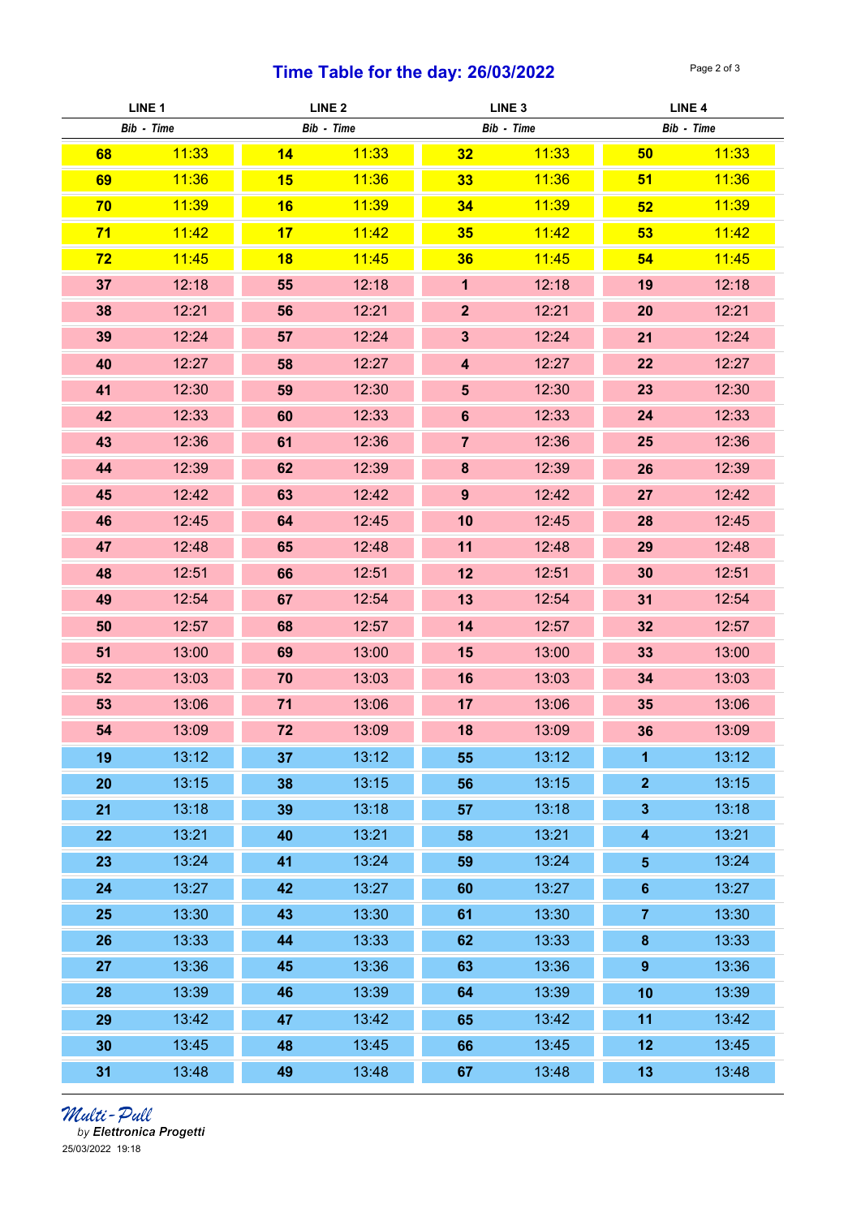# Time Table for the day: 26/03/2022

| LINE 1 | | LINE 2 | | LINE 3 | | LINE 4 | |
|---|---|---|---|---|---|---|---|
| *Bib* | *Time* | *Bib* | *Time* | *Bib* | *Time* | *Bib* | *Time* |
| **68** | 11:33 | **14** | 11:33 | **32** | 11:33 | **50** | 11:33 |
| **69** | 11:36 | **15** | 11:36 | **33** | 11:36 | **51** | 11:36 |
| **70** | 11:39 | **16** | 11:39 | **34** | 11:39 | **52** | 11:39 |
| **71** | 11:42 | **17** | 11:42 | **35** | 11:42 | **53** | 11:42 |
| **72** | 11:45 | **18** | 11:45 | **36** | 11:45 | **54** | 11:45 |
| **37** | 12:18 | **55** | 12:18 | **1** | 12:18 | **19** | 12:18 |
| **38** | 12:21 | **56** | 12:21 | **2** | 12:21 | **20** | 12:21 |
| **39** | 12:24 | **57** | 12:24 | **3** | 12:24 | **21** | 12:24 |
| **40** | 12:27 | **58** | 12:27 | **4** | 12:27 | **22** | 12:27 |
| **41** | 12:30 | **59** | 12:30 | **5** | 12:30 | **23** | 12:30 |
| **42** | 12:33 | **60** | 12:33 | **6** | 12:33 | **24** | 12:33 |
| **43** | 12:36 | **61** | 12:36 | **7** | 12:36 | **25** | 12:36 |
| **44** | 12:39 | **62** | 12:39 | **8** | 12:39 | **26** | 12:39 |
| **45** | 12:42 | **63** | 12:42 | **9** | 12:42 | **27** | 12:42 |
| **46** | 12:45 | **64** | 12:45 | **10** | 12:45 | **28** | 12:45 |
| **47** | 12:48 | **65** | 12:48 | **11** | 12:48 | **29** | 12:48 |
| **48** | 12:51 | **66** | 12:51 | **12** | 12:51 | **30** | 12:51 |
| **49** | 12:54 | **67** | 12:54 | **13** | 12:54 | **31** | 12:54 |
| **50** | 12:57 | **68** | 12:57 | **14** | 12:57 | **32** | 12:57 |
| **51** | 13:00 | **69** | 13:00 | **15** | 13:00 | **33** | 13:00 |
| **52** | 13:03 | **70** | 13:03 | **16** | 13:03 | **34** | 13:03 |
| **53** | 13:06 | **71** | 13:06 | **17** | 13:06 | **35** | 13:06 |
| **54** | 13:09 | **72** | 13:09 | **18** | 13:09 | **36** | 13:09 |
| **19** | 13:12 | **37** | 13:12 | **55** | 13:12 | **1** | 13:12 |
| **20** | 13:15 | **38** | 13:15 | **56** | 13:15 | **2** | 13:15 |
| **21** | 13:18 | **39** | 13:18 | **57** | 13:18 | **3** | 13:18 |
| **22** | 13:21 | **40** | 13:21 | **58** | 13:21 | **4** | 13:21 |
| **23** | 13:24 | **41** | 13:24 | **59** | 13:24 | **5** | 13:24 |
| **24** | 13:27 | **42** | 13:27 | **60** | 13:27 | **6** | 13:27 |
| **25** | 13:30 | **43** | 13:30 | **61** | 13:30 | **7** | 13:30 |
| **26** | 13:33 | **44** | 13:33 | **62** | 13:33 | **8** | 13:33 |
| **27** | 13:36 | **45** | 13:36 | **63** | 13:36 | **9** | 13:36 |
| **28** | 13:39 | **46** | 13:39 | **64** | 13:39 | **10** | 13:39 |
| **29** | 13:42 | **47** | 13:42 | **65** | 13:42 | **11** | 13:42 |
| **30** | 13:45 | **48** | 13:45 | **66** | 13:45 | **12** | 13:45 |
| **31** | 13:48 | **49** | 13:48 | **67** | 13:48 | **13** | 13:48 |

*Multi-Pull*
by ***Elettronica Progetti***
25/03/2022 19:18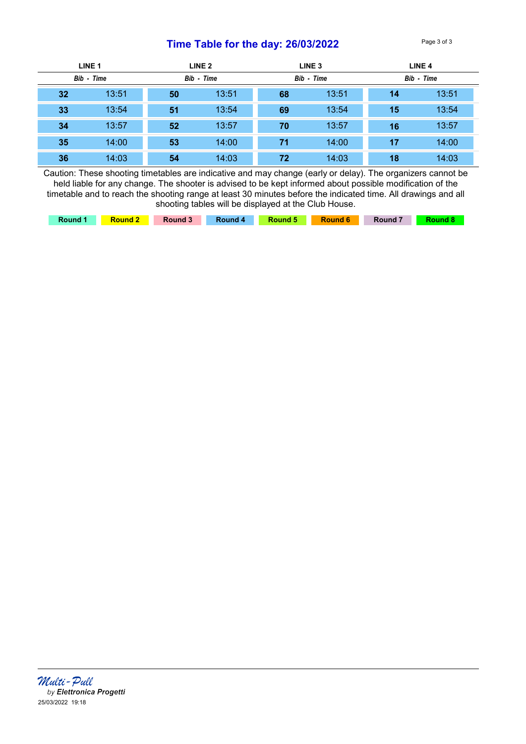# Time Table for the day: 26/03/2022

| LINE 1 | | LINE 2 | | LINE 3 | | LINE 4 | |
|---|---|---|---|---|---|---|---|
| *Bib* | *Time* | *Bib* | *Time* | *Bib* | *Time* | *Bib* | *Time* |
| **32** | 13:51 | **50** | 13:51 | **68** | 13:51 | **14** | 13:51 |
| **33** | 13:54 | **51** | 13:54 | **69** | 13:54 | **15** | 13:54 |
| **34** | 13:57 | **52** | 13:57 | **70** | 13:57 | **16** | 13:57 |
| **35** | 14:00 | **53** | 14:00 | **71** | 14:00 | **17** | 14:00 |
| **36** | 14:03 | **54** | 14:03 | **72** | 14:03 | **18** | 14:03 |

Caution: These shooting timetables are indicative and may change (early or delay). The organizers cannot be held liable for any change. The shooter is advised to be kept informed about possible modification of the timetable and to reach the shooting range at least 30 minutes before the indicated time. All drawings and all shooting tables will be displayed at the Club House.

**Round 1** **Round 2** **Round 3** **Round 4** **Round 5** **Round 6** **Round 7** **Round 8**

*Multi-Pull*
by ***Elettronica Progetti***
25/03/2022 19:18